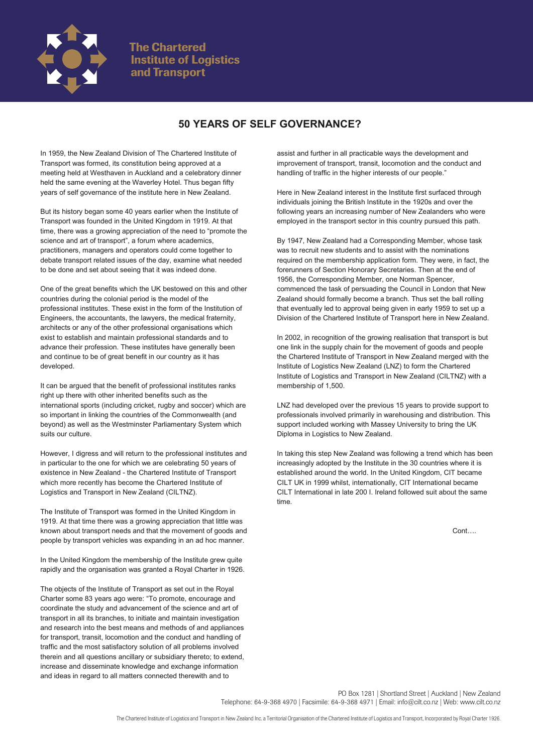# The Chartered Institute of Logistics and Transport

## 50 YEARS OF SELF GOVERNANCE?

In 1959, the New Zealand Division of The Chartered Institute of Transport was formed, its constitution being approved at a meeting held at Westhaven in Auckland and a celebratory dinner held the same evening at the Waverley Hotel. Thus began fifty years of self governance of the institute here in New Zealand.

But its history began some 40 years earlier when the Institute of Transport was founded in the United Kingdom in 1919. At that time, there was a growing appreciation of the need to "promote the science and art of transport", a forum where academics, practitioners, managers and operators could come together to debate transport related issues of the day, examine what needed to be done and set about seeing that it was indeed done.

One of the great benefits which the UK bestowed on this and other countries during the colonial period is the model of the professional institutes. These exist in the form of the Institution of Engineers, the accountants, the lawyers, the medical fraternity, architects or any of the other professional organisations which exist to establish and maintain professional standards and to advance their profession. These institutes have generally been and continue to be of great benefit in our country as it has developed.

It can be argued that the benefit of professional institutes ranks right up there with other inherited benefits such as the international sports (including cricket, rugby and soccer) which are so important in linking the countries of the Commonwealth (and beyond) as well as the Westminster Parliamentary System which suits our culture.

However, I digress and will return to the professional institutes and in particular to the one for which we are celebrating 50 years of existence in New Zealand - the Chartered Institute of Transport which more recently has become the Chartered Institute of Logistics and Transport in New Zealand (CILTNZ).

The Institute of Transport was formed in the United Kingdom in 1919. At that time there was a growing appreciation that little was known about transport needs and that the movement of goods and people by transport vehicles was expanding in an ad hoc manner.

In the United Kingdom the membership of the Institute grew quite rapidly and the organisation was granted a Royal Charter in 1926.

The objects of the Institute of Transport as set out in the Royal Charter some 83 years ago were: "To promote, encourage and coordinate the study and advancement of the science and art of transport in all its branches, to initiate and maintain investigation and research into the best means and methods of and appliances for transport, transit, locomotion and the conduct and handling of traffic and the most satisfactory solution of all problems involved therein and all questions ancillary or subsidiary thereto; to extend, increase and disseminate knowledge and exchange information and ideas in regard to all matters connected therewith and to assist and further in all practicable ways the development and improvement of transport, transit, locomotion and the conduct and handling of traffic in the higher interests of our people."

Here in New Zealand interest in the Institute first surfaced through individuals joining the British Institute in the 1920s and over the following years an increasing number of New Zealanders who were employed in the transport sector in this country pursued this path.

By 1947, New Zealand had a Corresponding Member, whose task was to recruit new students and to assist with the nominations required on the membership application form. They were, in fact, the forerunners of Section Honorary Secretaries. Then at the end of 1956, the Corresponding Member, one Norman Spencer, commenced the task of persuading the Council in London that New Zealand should formally become a branch. Thus set the ball rolling that eventually led to approval being given in early 1959 to set up a Division of the Chartered Institute of Transport here in New Zealand.

In 2002, in recognition of the growing realisation that transport is but one link in the supply chain for the movement of goods and people the Chartered Institute of Transport in New Zealand merged with the Institute of Logistics New Zealand (LNZ) to form the Chartered Institute of Logistics and Transport in New Zealand (CILTNZ) with a membership of 1,500.

LNZ had developed over the previous 15 years to provide support to professionals involved primarily in warehousing and distribution. This support included working with Massey University to bring the UK Diploma in Logistics to New Zealand.

In taking this step New Zealand was following a trend which has been increasingly adopted by the Institute in the 30 countries where it is established around the world. In the United Kingdom, CIT became CILT UK in 1999 whilst, internationally, CIT International became CILT International in late 200 I. Ireland followed suit about the same time.

Cont….

PO Box 1281 | Shortland Street | Auckland | New Zealand
Telephone: 64-9-368 4970 | Facsimile: 64-9-368 4971 | Email: info@cilt.co.nz | Web: www.cilt.co.nz

The Chartered Institute of Logistics and Transport in New Zealand Inc. a Territorial Organisation of the Chartered Institute of Logistics and Transport, Incorporated by Royal Charter 1926.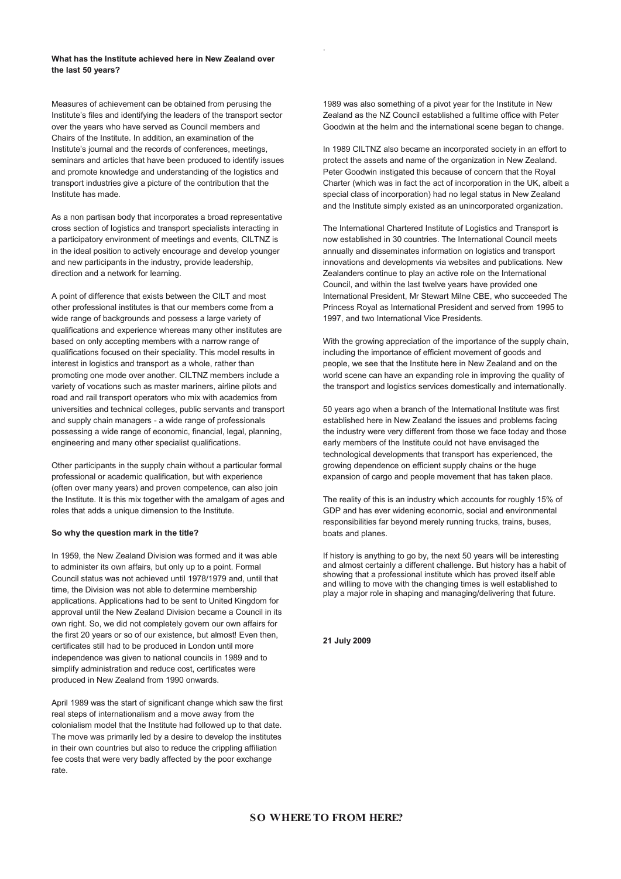**What has the Institute achieved here in New Zealand over the last 50 years?**

Measures of achievement can be obtained from perusing the Institute's files and identifying the leaders of the transport sector over the years who have served as Council members and Chairs of the Institute. In addition, an examination of the Institute's journal and the records of conferences, meetings, seminars and articles that have been produced to identify issues and promote knowledge and understanding of the logistics and transport industries give a picture of the contribution that the Institute has made.

As a non partisan body that incorporates a broad representative cross section of logistics and transport specialists interacting in a participatory environment of meetings and events, CILTNZ is in the ideal position to actively encourage and develop younger and new participants in the industry, provide leadership, direction and a network for learning.

A point of difference that exists between the CILT and most other professional institutes is that our members come from a wide range of backgrounds and possess a large variety of qualifications and experience whereas many other institutes are based on only accepting members with a narrow range of qualifications focused on their speciality. This model results in interest in logistics and transport as a whole, rather than promoting one mode over another. CILTNZ members include a variety of vocations such as master mariners, airline pilots and road and rail transport operators who mix with academics from universities and technical colleges, public servants and transport and supply chain managers - a wide range of professionals possessing a wide range of economic, financial, legal, planning, engineering and many other specialist qualifications.

Other participants in the supply chain without a particular formal professional or academic qualification, but with experience (often over many years) and proven competence, can also join the Institute. It is this mix together with the amalgam of ages and roles that adds a unique dimension to the Institute.

**So why the question mark in the title?**

In 1959, the New Zealand Division was formed and it was able to administer its own affairs, but only up to a point. Formal Council status was not achieved until 1978/1979 and, until that time, the Division was not able to determine membership applications. Applications had to be sent to United Kingdom for approval until the New Zealand Division became a Council in its own right. So, we did not completely govern our own affairs for the first 20 years or so of our existence, but almost! Even then, certificates still had to be produced in London until more independence was given to national councils in 1989 and to simplify administration and reduce cost, certificates were produced in New Zealand from 1990 onwards.

April 1989 was the start of significant change which saw the first real steps of internationalism and a move away from the colonialism model that the Institute had followed up to that date. The move was primarily led by a desire to develop the institutes in their own countries but also to reduce the crippling affiliation fee costs that were very badly affected by the poor exchange rate.

1989 was also something of a pivot year for the Institute in New Zealand as the NZ Council established a fulltime office with Peter Goodwin at the helm and the international scene began to change.

In 1989 CILTNZ also became an incorporated society in an effort to protect the assets and name of the organization in New Zealand. Peter Goodwin instigated this because of concern that the Royal Charter (which was in fact the act of incorporation in the UK, albeit a special class of incorporation) had no legal status in New Zealand and the Institute simply existed as an unincorporated organization.

The International Chartered Institute of Logistics and Transport is now established in 30 countries. The International Council meets annually and disseminates information on logistics and transport innovations and developments via websites and publications. New Zealanders continue to play an active role on the International Council, and within the last twelve years have provided one International President, Mr Stewart Milne CBE, who succeeded The Princess Royal as International President and served from 1995 to 1997, and two International Vice Presidents.

With the growing appreciation of the importance of the supply chain, including the importance of efficient movement of goods and people, we see that the Institute here in New Zealand and on the world scene can have an expanding role in improving the quality of the transport and logistics services domestically and internationally.

50 years ago when a branch of the International Institute was first established here in New Zealand the issues and problems facing the industry were very different from those we face today and those early members of the Institute could not have envisaged the technological developments that transport has experienced, the growing dependence on efficient supply chains or the huge expansion of cargo and people movement that has taken place.

The reality of this is an industry which accounts for roughly 15% of GDP and has ever widening economic, social and environmental responsibilities far beyond merely running trucks, trains, buses, boats and planes.

If history is anything to go by, the next 50 years will be interesting and almost certainly a different challenge. But history has a habit of showing that a professional institute which has proved itself able and willing to move with the changing times is well established to play a major role in shaping and managing/delivering that future.

**21 July 2009**

**SO WHERE TO FROM HERE?**